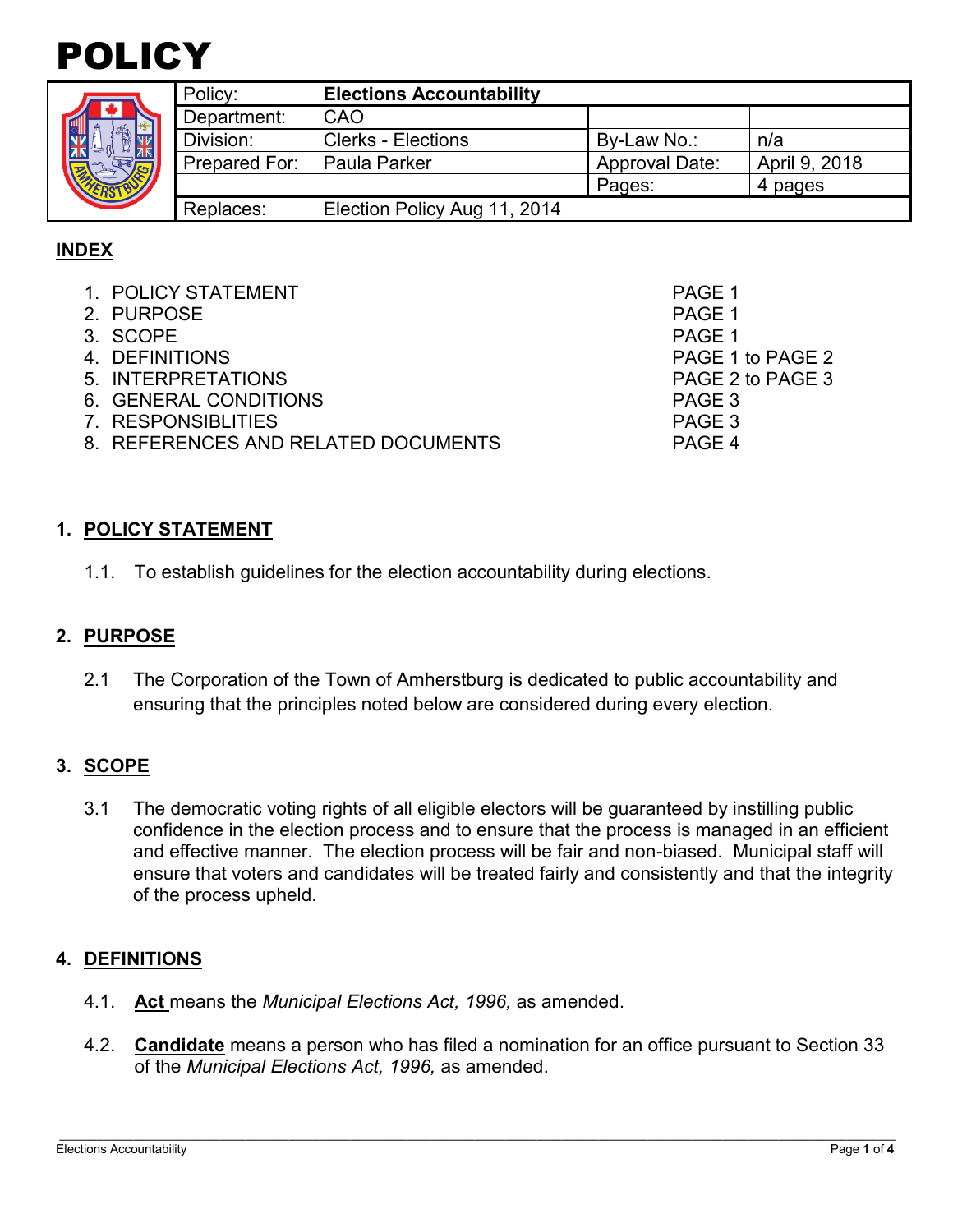# POLICY

| Policy: | **Elections Accountability** | | |
|---|---|---|---|
| Department: | CAO | | |
| Division: | Clerks - Elections | By-Law No.: | n/a |
| Prepared For: | Paula Parker | Approval Date: | April 9, 2018 |
| | | Pages: | 4 pages |
| Replaces: | Election Policy Aug 11, 2014 | | |

## INDEX

| | |
|---|---|
| 1. POLICY STATEMENT | PAGE 1 |
| 2. PURPOSE | PAGE 1 |
| 3. SCOPE | PAGE 1 |
| 4. DEFINITIONS | PAGE 1 to PAGE 2 |
| 5. INTERPRETATIONS | PAGE 2 to PAGE 3 |
| 6. GENERAL CONDITIONS | PAGE 3 |
| 7. RESPONSIBLITIES | PAGE 3 |
| 8. REFERENCES AND RELATED DOCUMENTS | PAGE 4 |

## 1. POLICY STATEMENT

1.1. To establish guidelines for the election accountability during elections.

## 2. PURPOSE

2.1 The Corporation of the Town of Amherstburg is dedicated to public accountability and ensuring that the principles noted below are considered during every election.

## 3. SCOPE

3.1 The democratic voting rights of all eligible electors will be guaranteed by instilling public confidence in the election process and to ensure that the process is managed in an efficient and effective manner. The election process will be fair and non-biased. Municipal staff will ensure that voters and candidates will be treated fairly and consistently and that the integrity of the process upheld.

## 4. DEFINITIONS

4.1. **Act** means the *Municipal Elections Act, 1996,* as amended.

4.2. **Candidate** means a person who has filed a nomination for an office pursuant to Section 33 of the *Municipal Elections Act, 1996,* as amended.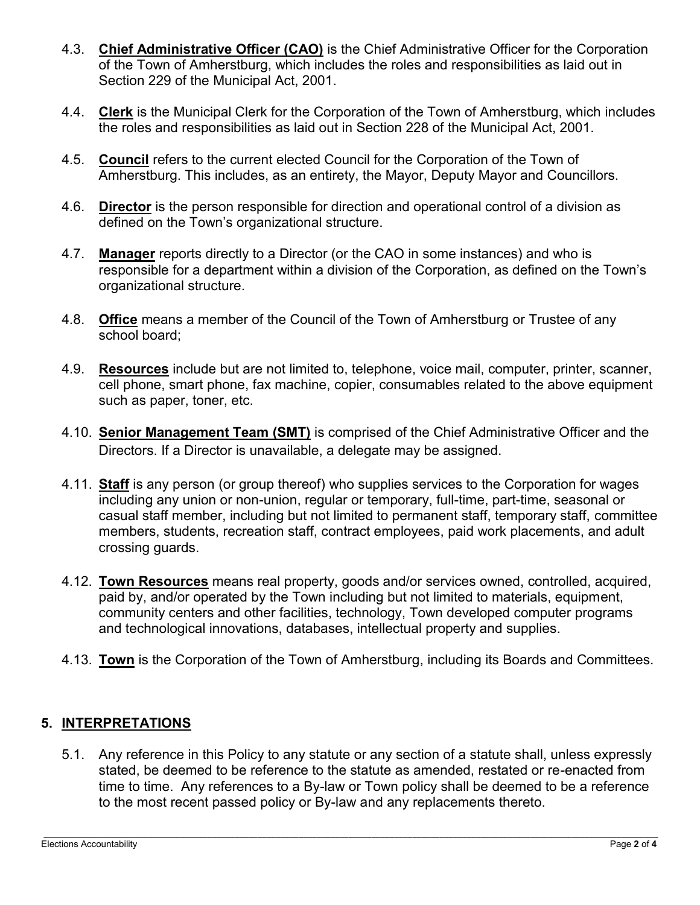4.3. **Chief Administrative Officer (CAO)** is the Chief Administrative Officer for the Corporation of the Town of Amherstburg, which includes the roles and responsibilities as laid out in Section 229 of the Municipal Act, 2001.

4.4. **Clerk** is the Municipal Clerk for the Corporation of the Town of Amherstburg, which includes the roles and responsibilities as laid out in Section 228 of the Municipal Act, 2001.

4.5. **Council** refers to the current elected Council for the Corporation of the Town of Amherstburg. This includes, as an entirety, the Mayor, Deputy Mayor and Councillors.

4.6. **Director** is the person responsible for direction and operational control of a division as defined on the Town's organizational structure.

4.7. **Manager** reports directly to a Director (or the CAO in some instances) and who is responsible for a department within a division of the Corporation, as defined on the Town's organizational structure.

4.8. **Office** means a member of the Council of the Town of Amherstburg or Trustee of any school board;

4.9. **Resources** include but are not limited to, telephone, voice mail, computer, printer, scanner, cell phone, smart phone, fax machine, copier, consumables related to the above equipment such as paper, toner, etc.

4.10. **Senior Management Team (SMT)** is comprised of the Chief Administrative Officer and the Directors. If a Director is unavailable, a delegate may be assigned.

4.11. **Staff** is any person (or group thereof) who supplies services to the Corporation for wages including any union or non-union, regular or temporary, full-time, part-time, seasonal or casual staff member, including but not limited to permanent staff, temporary staff, committee members, students, recreation staff, contract employees, paid work placements, and adult crossing guards.

4.12. **Town Resources** means real property, goods and/or services owned, controlled, acquired, paid by, and/or operated by the Town including but not limited to materials, equipment, community centers and other facilities, technology, Town developed computer programs and technological innovations, databases, intellectual property and supplies.

4.13. **Town** is the Corporation of the Town of Amherstburg, including its Boards and Committees.

## 5. INTERPRETATIONS

5.1. Any reference in this Policy to any statute or any section of a statute shall, unless expressly stated, be deemed to be reference to the statute as amended, restated or re-enacted from time to time. Any references to a By-law or Town policy shall be deemed to be a reference to the most recent passed policy or By-law and any replacements thereto.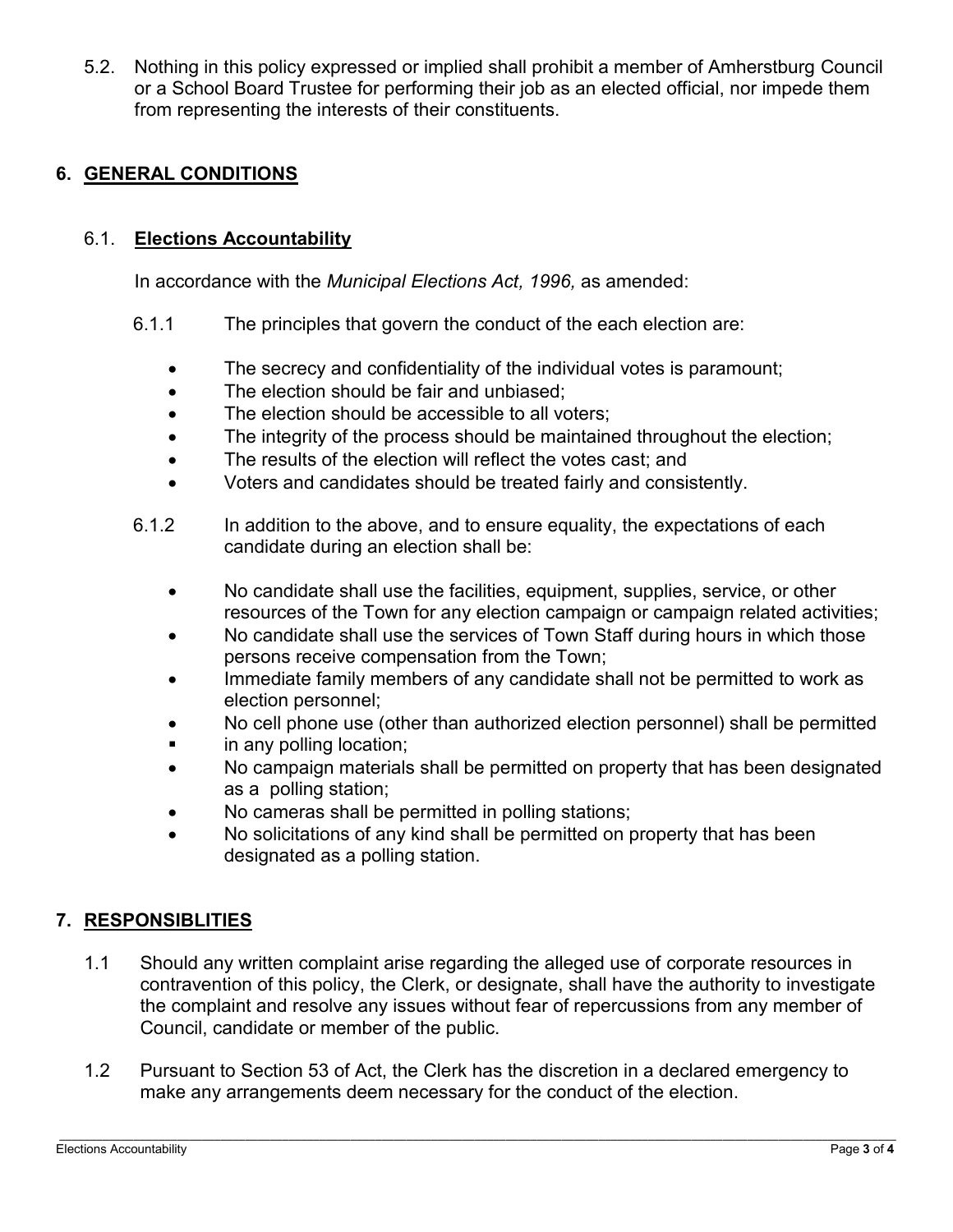5.2. Nothing in this policy expressed or implied shall prohibit a member of Amherstburg Council or a School Board Trustee for performing their job as an elected official, nor impede them from representing the interests of their constituents.

## 6. GENERAL CONDITIONS

### 6.1. Elections Accountability

In accordance with the *Municipal Elections Act, 1996,* as amended:

6.1.1 The principles that govern the conduct of the each election are:

- The secrecy and confidentiality of the individual votes is paramount;
- The election should be fair and unbiased;
- The election should be accessible to all voters;
- The integrity of the process should be maintained throughout the election;
- The results of the election will reflect the votes cast; and
- Voters and candidates should be treated fairly and consistently.

6.1.2 In addition to the above, and to ensure equality, the expectations of each candidate during an election shall be:

- No candidate shall use the facilities, equipment, supplies, service, or other resources of the Town for any election campaign or campaign related activities;
- No candidate shall use the services of Town Staff during hours in which those persons receive compensation from the Town;
- Immediate family members of any candidate shall not be permitted to work as election personnel;
- No cell phone use (other than authorized election personnel) shall be permitted in any polling location;
- No campaign materials shall be permitted on property that has been designated as a polling station;
- No cameras shall be permitted in polling stations;
- No solicitations of any kind shall be permitted on property that has been designated as a polling station.

## 7. RESPONSIBLITIES

1.1 Should any written complaint arise regarding the alleged use of corporate resources in contravention of this policy, the Clerk, or designate, shall have the authority to investigate the complaint and resolve any issues without fear of repercussions from any member of Council, candidate or member of the public.

1.2 Pursuant to Section 53 of Act, the Clerk has the discretion in a declared emergency to make any arrangements deem necessary for the conduct of the election.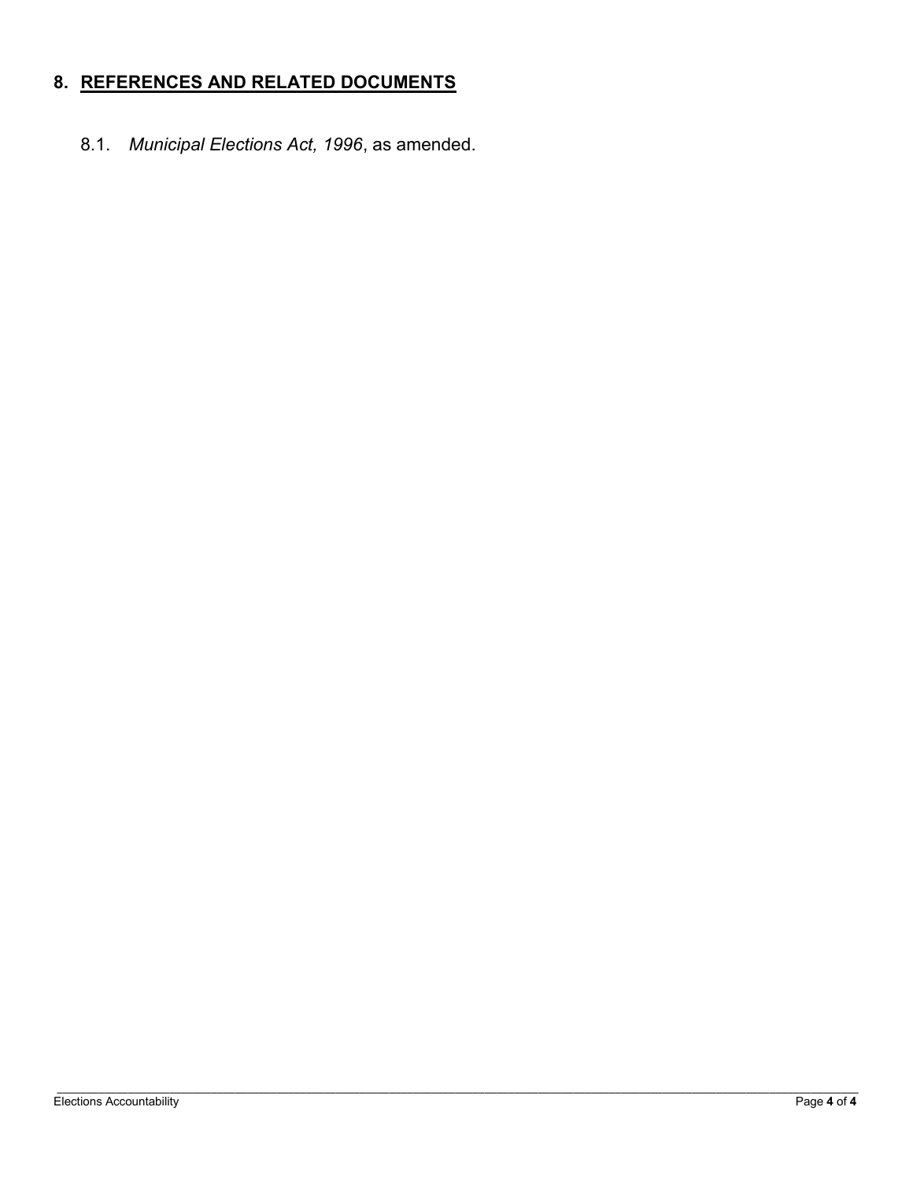## 8. REFERENCES AND RELATED DOCUMENTS

8.1. *Municipal Elections Act, 1996*, as amended.